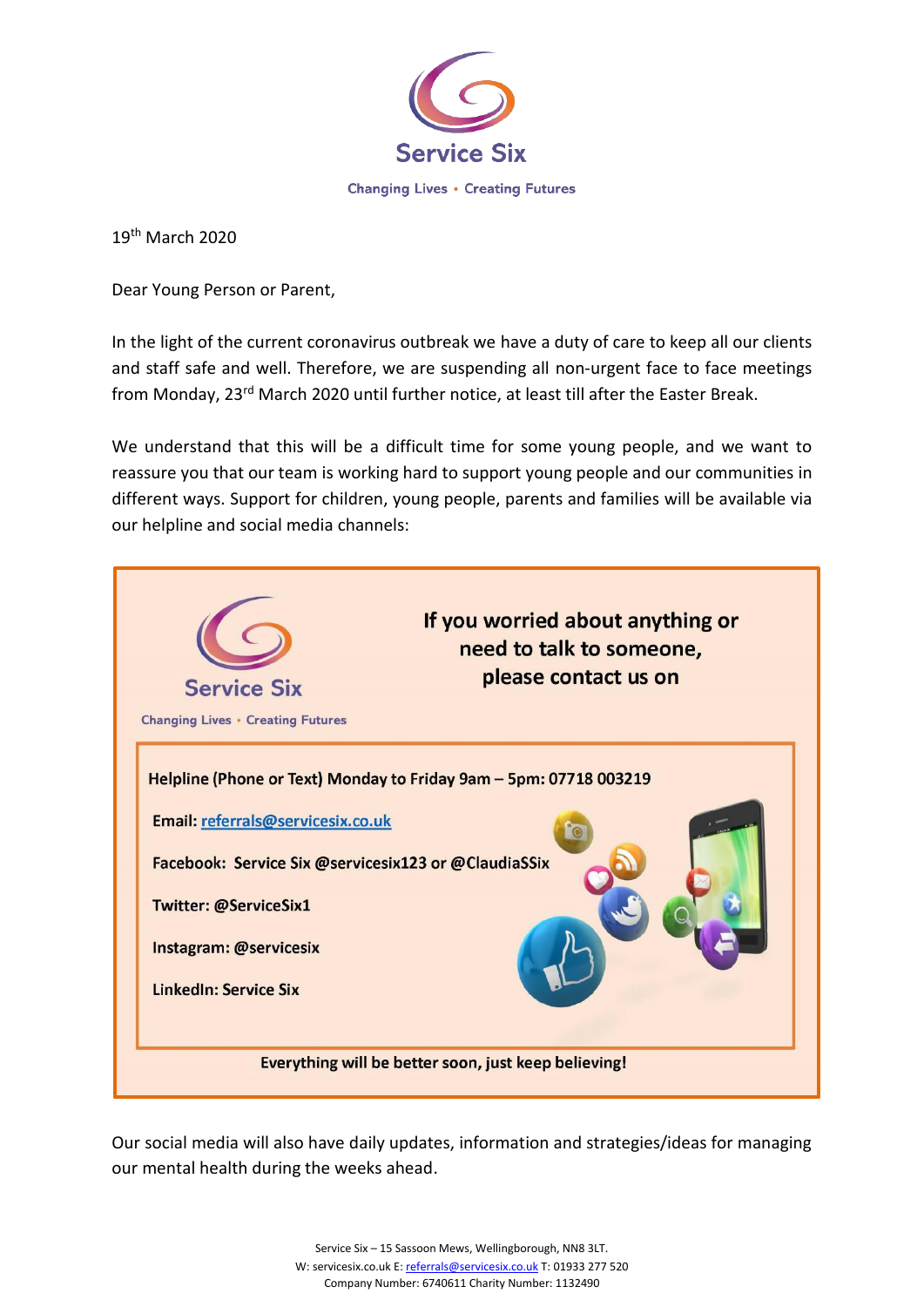# Service Six

Changing Lives • Creating Futures

19th March 2020

Dear Young Person or Parent,

In the light of the current coronavirus outbreak we have a duty of care to keep all our clients and staff safe and well. Therefore, we are suspending all non-urgent face to face meetings from Monday, 23rd March 2020 until further notice, at least till after the Easter Break.

We understand that this will be a difficult time for some young people, and we want to reassure you that our team is working hard to support young people and our communities in different ways. Support for children, young people, parents and families will be available via our helpline and social media channels:

**Service Six**

Changing Lives • Creating Futures

**If you worried about anything or need to talk to someone, please contact us on**

**Helpline (Phone or Text) Monday to Friday 9am – 5pm: 07718 003219**

**Email: referrals@servicesix.co.uk**

**Facebook: Service Six @servicesix123 or @ClaudiaSSix**

**Twitter: @ServiceSix1**

**Instagram: @servicesix**

**LinkedIn: Service Six**

**Everything will be better soon, just keep believing!**

Our social media will also have daily updates, information and strategies/ideas for managing our mental health during the weeks ahead.

Service Six – 15 Sassoon Mews, Wellingborough, NN8 3LT.
W: servicesix.co.uk E: referrals@servicesix.co.uk T: 01933 277 520
Company Number: 6740611 Charity Number: 1132490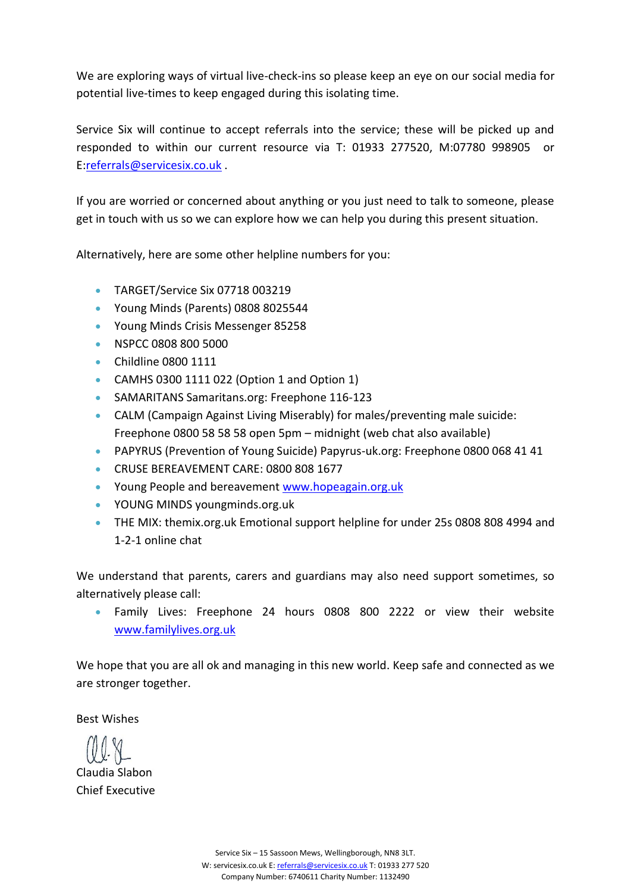We are exploring ways of virtual live-check-ins so please keep an eye on our social media for potential live-times to keep engaged during this isolating time.

Service Six will continue to accept referrals into the service; these will be picked up and responded to within our current resource via T: 01933 277520, M:07780 998905 or E:referrals@servicesix.co.uk .

If you are worried or concerned about anything or you just need to talk to someone, please get in touch with us so we can explore how we can help you during this present situation.

Alternatively, here are some other helpline numbers for you:

- TARGET/Service Six 07718 003219
- Young Minds (Parents) 0808 8025544
- Young Minds Crisis Messenger 85258
- NSPCC 0808 800 5000
- Childline 0800 1111
- CAMHS 0300 1111 022 (Option 1 and Option 1)
- SAMARITANS Samaritans.org: Freephone 116-123
- CALM (Campaign Against Living Miserably) for males/preventing male suicide: Freephone 0800 58 58 58 open 5pm – midnight (web chat also available)
- PAPYRUS (Prevention of Young Suicide) Papyrus-uk.org: Freephone 0800 068 41 41
- CRUSE BEREAVEMENT CARE: 0800 808 1677
- Young People and bereavement www.hopeagain.org.uk
- YOUNG MINDS youngminds.org.uk
- THE MIX: themix.org.uk Emotional support helpline for under 25s 0808 808 4994 and 1-2-1 online chat

We understand that parents, carers and guardians may also need support sometimes, so alternatively please call:

- Family Lives: Freephone 24 hours 0808 800 2222 or view their website www.familylives.org.uk

We hope that you are all ok and managing in this new world. Keep safe and connected as we are stronger together.

Best Wishes

Claudia Slabon
Chief Executive

Service Six – 15 Sassoon Mews, Wellingborough, NN8 3LT.
W: servicesix.co.uk E: referrals@servicesix.co.uk T: 01933 277 520
Company Number: 6740611 Charity Number: 1132490